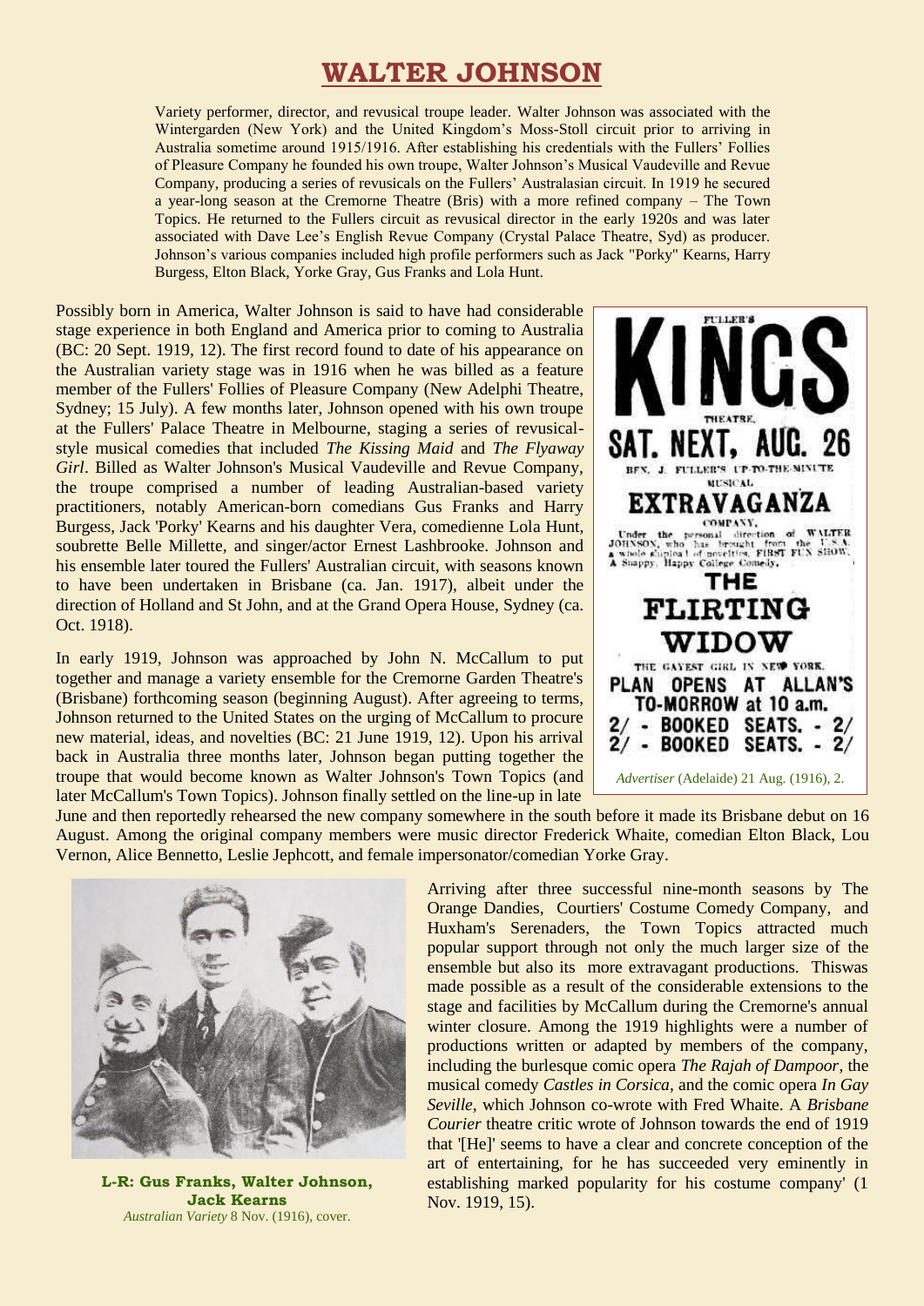# WALTER JOHNSON

Variety performer, director, and revusical troupe leader. Walter Johnson was associated with the Wintergarden (New York) and the United Kingdom's Moss-Stoll circuit prior to arriving in Australia sometime around 1915/1916. After establishing his credentials with the Fullers' Follies of Pleasure Company he founded his own troupe, Walter Johnson's Musical Vaudeville and Revue Company, producing a series of revusicals on the Fullers' Australasian circuit. In 1919 he secured a year-long season at the Cremorne Theatre (Bris) with a more refined company – The Town Topics. He returned to the Fullers circuit as revusical director in the early 1920s and was later associated with Dave Lee's English Revue Company (Crystal Palace Theatre, Syd) as producer. Johnson's various companies included high profile performers such as Jack "Porky" Kearns, Harry Burgess, Elton Black, Yorke Gray, Gus Franks and Lola Hunt.

Possibly born in America, Walter Johnson is said to have had considerable stage experience in both England and America prior to coming to Australia (BC: 20 Sept. 1919, 12). The first record found to date of his appearance on the Australian variety stage was in 1916 when he was billed as a feature member of the Fullers' Follies of Pleasure Company (New Adelphi Theatre, Sydney; 15 July). A few months later, Johnson opened with his own troupe at the Fullers' Palace Theatre in Melbourne, staging a series of revusical-style musical comedies that included *The Kissing Maid* and *The Flyaway Girl*. Billed as Walter Johnson's Musical Vaudeville and Revue Company, the troupe comprised a number of leading Australian-based variety practitioners, notably American-born comedians Gus Franks and Harry Burgess, Jack 'Porky' Kearns and his daughter Vera, comedienne Lola Hunt, soubrette Belle Millette, and singer/actor Ernest Lashbrooke. Johnson and his ensemble later toured the Fullers' Australian circuit, with seasons known to have been undertaken in Brisbane (ca. Jan. 1917), albeit under the direction of Holland and St John, and at the Grand Opera House, Sydney (ca. Oct. 1918).

FULLER'S KINGS THEATRE. SAT. NEXT, AUG. 26 BEN. J. FULLER'S UP-TO-THE-MINUTE MUSICAL EXTRAVAGANZA COMPANY, Under the personal direction of WALTER JOHNSON, who has brought from the U.S.A. a whole shipload of novelties. FIRST FUN SHOW. A Snappy, Happy College Comedy, THE FLIRTING WIDOW THE GAYEST GIRL IN NEW YORK. PLAN OPENS AT ALLAN'S TO-MORROW at 10 a.m. 2/ - BOOKED SEATS. - 2/ 2/ - BOOKED SEATS. - 2/

*Advertiser* (Adelaide) 21 Aug. (1916), 2.

In early 1919, Johnson was approached by John N. McCallum to put together and manage a variety ensemble for the Cremorne Garden Theatre's (Brisbane) forthcoming season (beginning August). After agreeing to terms, Johnson returned to the United States on the urging of McCallum to procure new material, ideas, and novelties (BC: 21 June 1919, 12). Upon his arrival back in Australia three months later, Johnson began putting together the troupe that would become known as Walter Johnson's Town Topics (and later McCallum's Town Topics). Johnson finally settled on the line-up in late June and then reportedly rehearsed the new company somewhere in the south before it made its Brisbane debut on 16 August. Among the original company members were music director Frederick Whaite, comedian Elton Black, Lou Vernon, Alice Bennetto, Leslie Jephcott, and female impersonator/comedian Yorke Gray.

**L-R: Gus Franks, Walter Johnson, Jack Kearns**
*Australian Variety* 8 Nov. (1916), cover.

Arriving after three successful nine-month seasons by The Orange Dandies, Courtiers' Costume Comedy Company, and Huxham's Serenaders, the Town Topics attracted much popular support through not only the much larger size of the ensemble but also its more extravagant productions. Thiswas made possible as a result of the considerable extensions to the stage and facilities by McCallum during the Cremorne's annual winter closure. Among the 1919 highlights were a number of productions written or adapted by members of the company, including the burlesque comic opera *The Rajah of Dampoor*, the musical comedy *Castles in Corsica*, and the comic opera *In Gay Seville*, which Johnson co-wrote with Fred Whaite. A *Brisbane Courier* theatre critic wrote of Johnson towards the end of 1919 that '[He]' seems to have a clear and concrete conception of the art of entertaining, for he has succeeded very eminently in establishing marked popularity for his costume company' (1 Nov. 1919, 15).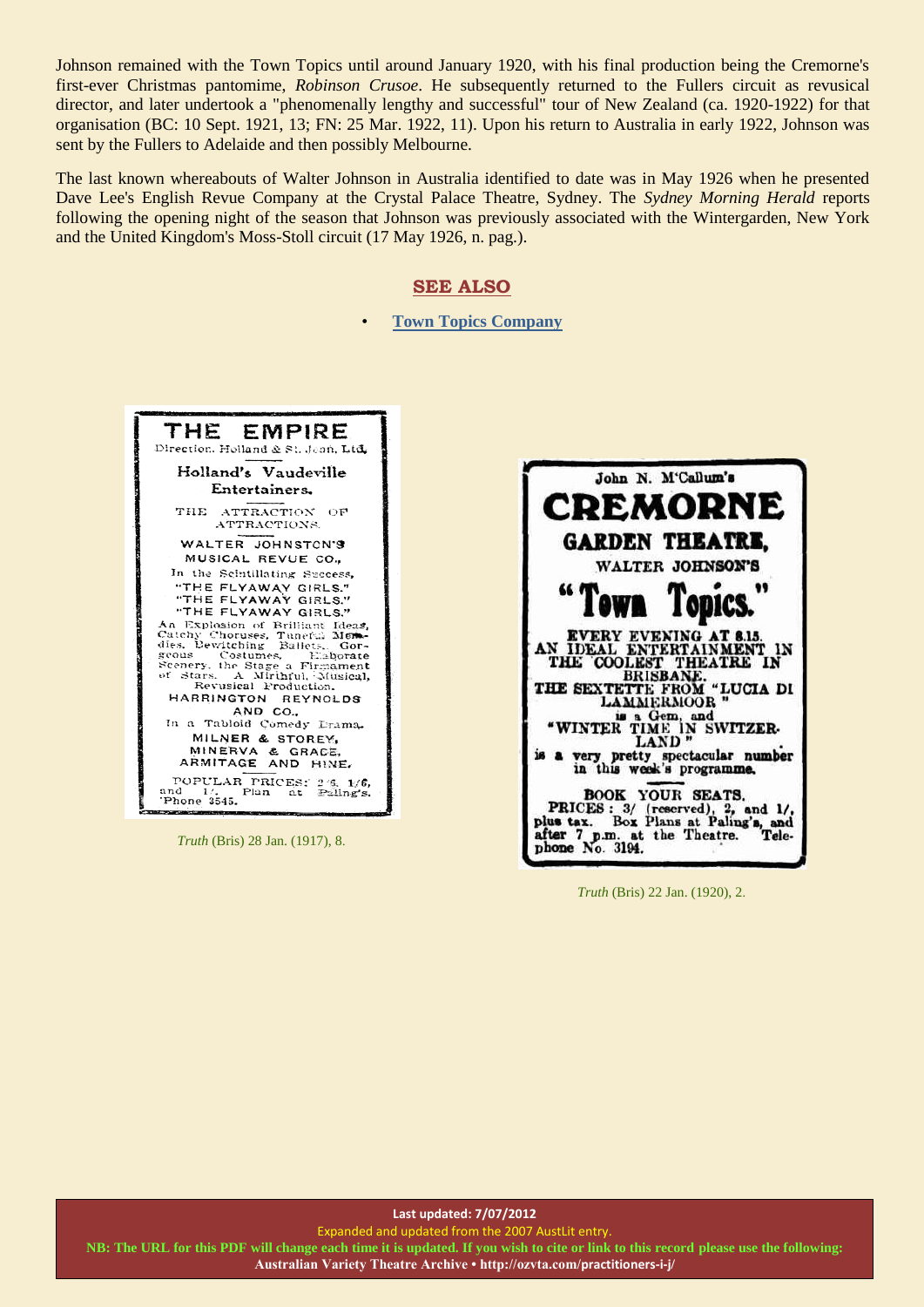Johnson remained with the Town Topics until around January 1920, with his final production being the Cremorne's first-ever Christmas pantomime, *Robinson Crusoe*. He subsequently returned to the Fullers circuit as revusical director, and later undertook a "phenomenally lengthy and successful" tour of New Zealand (ca. 1920-1922) for that organisation (BC: 10 Sept. 1921, 13; FN: 25 Mar. 1922, 11). Upon his return to Australia in early 1922, Johnson was sent by the Fullers to Adelaide and then possibly Melbourne.

The last known whereabouts of Walter Johnson in Australia identified to date was in May 1926 when he presented Dave Lee's English Revue Company at the Crystal Palace Theatre, Sydney. The *Sydney Morning Herald* reports following the opening night of the season that Johnson was previously associated with the Wintergarden, New York and the United Kingdom's Moss-Stoll circuit (17 May 1926, n. pag.).

## SEE ALSO

- **Town Topics Company**

THE EMPIRE
Direction. Holland & St. Joan, Ltd.
Holland's Vaudeville Entertainers.
THE ATTRACTION OF ATTRACTIONS.
WALTER JOHNSTON'S MUSICAL REVUE CO.,
In the Scintillating Success,
"THE FLYAWAY GIRLS."
"THE FLYAWAY GIRLS."
"THE FLYAWAY GIRLS."
An Explosion of Brilliant Ideas, Catchy Choruses, Tuneful Melodies, Bewitching Ballets, Gorgeous Costumes, Elaborate Scenery, the Stage a Firmament of Stars. A Mirthful, Musical, Revusical Production.
HARRINGTON REYNOLDS AND CO.,
In a Tabloid Comedy Drama.
MILNER & STOREY,
MINERVA & GRACE,
ARMITAGE AND HINE.
POPULAR PRICES: 2/6, 1/6, and 1/. Plan at Paling's. 'Phone 3545.

*Truth* (Bris) 28 Jan. (1917), 8.

John N. M'Callum's
CREMORNE
GARDEN THEATRE,
WALTER JOHNSON'S
"Town Topics."
EVERY EVENING AT 8.15.
AN IDEAL ENTERTAINMENT IN THE COOLEST THEATRE IN BRISBANE.
THE SEXTETTE FROM "LUCIA DI LAMMERMOOR"
is a Gem, and
"WINTER TIME IN SWITZERLAND"
is a very pretty spectacular number in this week's programme.
BOOK YOUR SEATS.
PRICES: 3/ (reserved), 2, and 1/, plus tax. Box Plans at Paling's, and after 7 p.m. at the Theatre. Telephone No. 3194.

*Truth* (Bris) 22 Jan. (1920), 2.

**Last updated: 7/07/2012**
Expanded and updated from the 2007 AustLit entry.
**NB: The URL for this PDF will change each time it is updated. If you wish to cite or link to this record please use the following:**
**Australian Variety Theatre Archive • http://ozvta.com/practitioners-i-j/**